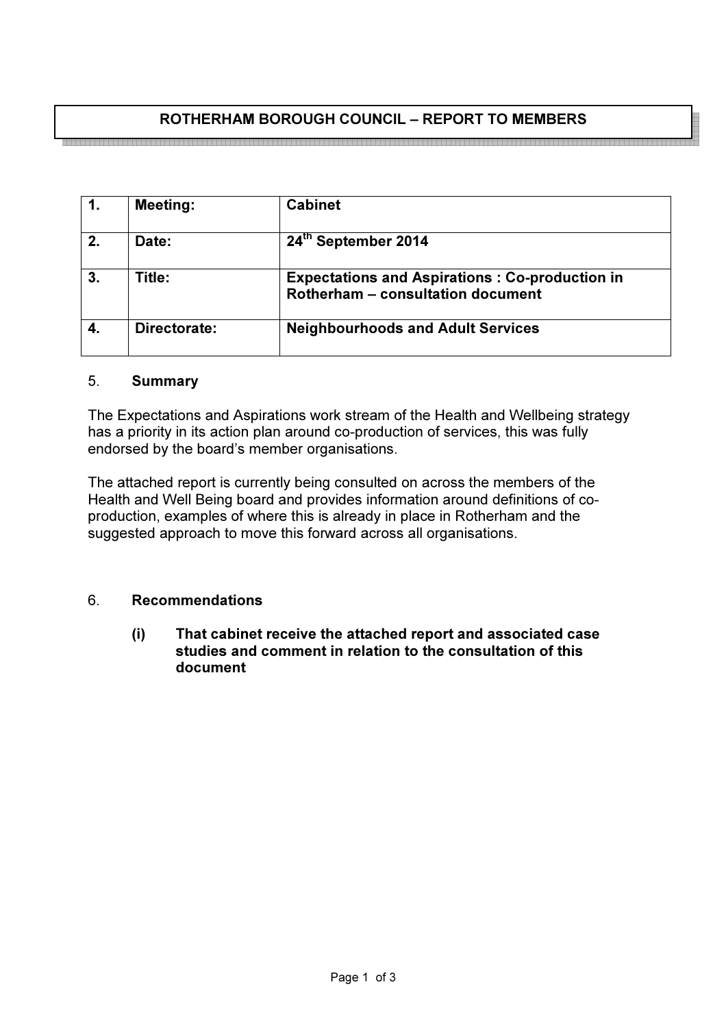# ROTHERHAM BOROUGH COUNCIL – REPORT TO MEMBERS

| 1. | Meeting: | Cabinet |
|---|---|---|
| 2. | Date: | 24th September 2014 |
| 3. | Title: | Expectations and Aspirations : Co-production in Rotherham – consultation document |
| 4. | Directorate: | Neighbourhoods and Adult Services |

5. **Summary**

The Expectations and Aspirations work stream of the Health and Wellbeing strategy has a priority in its action plan around co-production of services, this was fully endorsed by the board's member organisations.

The attached report is currently being consulted on across the members of the Health and Well Being board and provides information around definitions of co-production, examples of where this is already in place in Rotherham and the suggested approach to move this forward across all organisations.

6. **Recommendations**

**(i) That cabinet receive the attached report and associated case studies and comment in relation to the consultation of this document**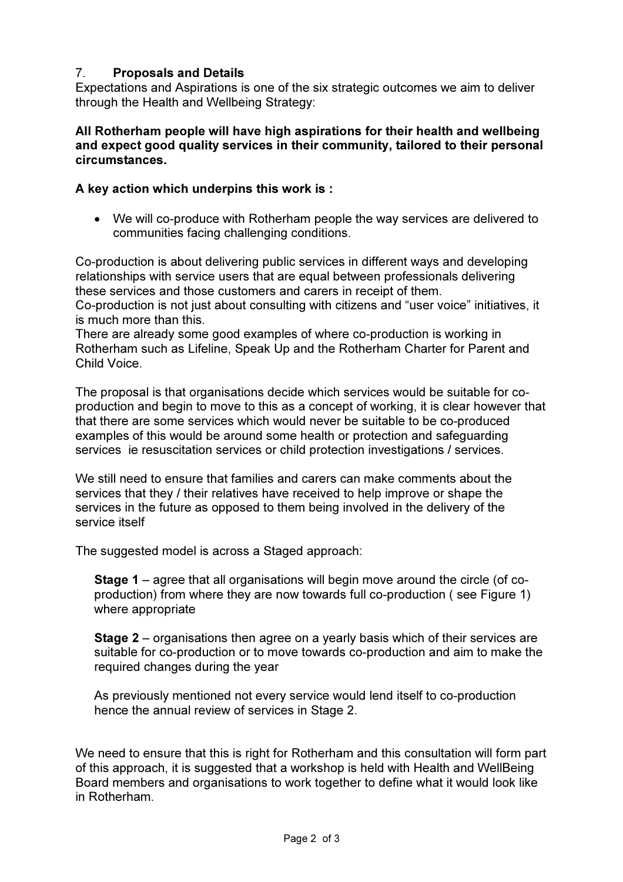## 7. Proposals and Details

Expectations and Aspirations is one of the six strategic outcomes we aim to deliver through the Health and Wellbeing Strategy:

**All Rotherham people will have high aspirations for their health and wellbeing and expect good quality services in their community, tailored to their personal circumstances.**

**A key action which underpins this work is :**

- We will co-produce with Rotherham people the way services are delivered to communities facing challenging conditions.

Co-production is about delivering public services in different ways and developing relationships with service users that are equal between professionals delivering these services and those customers and carers in receipt of them.
Co-production is not just about consulting with citizens and "user voice" initiatives, it is much more than this.
There are already some good examples of where co-production is working in Rotherham such as Lifeline, Speak Up and the Rotherham Charter for Parent and Child Voice.

The proposal is that organisations decide which services would be suitable for co-production and begin to move to this as a concept of working, it is clear however that that there are some services which would never be suitable to be co-produced examples of this would be around some health or protection and safeguarding services ie resuscitation services or child protection investigations / services.

We still need to ensure that families and carers can make comments about the services that they / their relatives have received to help improve or shape the services in the future as opposed to them being involved in the delivery of the service itself

The suggested model is across a Staged approach:

**Stage 1** – agree that all organisations will begin move around the circle (of co-production) from where they are now towards full co-production ( see Figure 1) where appropriate

**Stage 2** – organisations then agree on a yearly basis which of their services are suitable for co-production or to move towards co-production and aim to make the required changes during the year

As previously mentioned not every service would lend itself to co-production hence the annual review of services in Stage 2.

We need to ensure that this is right for Rotherham and this consultation will form part of this approach, it is suggested that a workshop is held with Health and WellBeing Board members and organisations to work together to define what it would look like in Rotherham.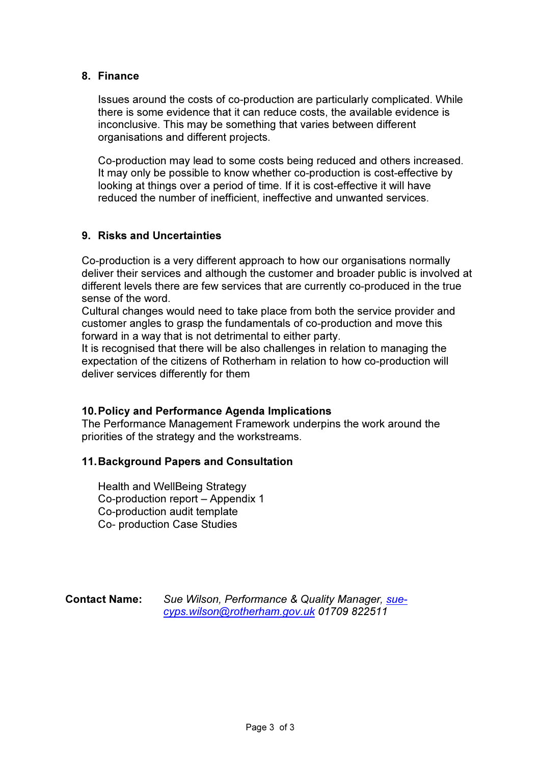## 8. Finance

Issues around the costs of co-production are particularly complicated. While there is some evidence that it can reduce costs, the available evidence is inconclusive. This may be something that varies between different organisations and different projects.

Co-production may lead to some costs being reduced and others increased. It may only be possible to know whether co-production is cost-effective by looking at things over a period of time. If it is cost-effective it will have reduced the number of inefficient, ineffective and unwanted services.

## 9. Risks and Uncertainties

Co-production is a very different approach to how our organisations normally deliver their services and although the customer and broader public is involved at different levels there are few services that are currently co-produced in the true sense of the word.
Cultural changes would need to take place from both the service provider and customer angles to grasp the fundamentals of co-production and move this forward in a way that is not detrimental to either party.
It is recognised that there will be also challenges in relation to managing the expectation of the citizens of Rotherham in relation to how co-production will deliver services differently for them

## 10. Policy and Performance Agenda Implications

The Performance Management Framework underpins the work around the priorities of the strategy and the workstreams.

## 11. Background Papers and Consultation

Health and WellBeing Strategy
Co-production report – Appendix 1
Co-production audit template
Co- production Case Studies

**Contact Name:** *Sue Wilson, Performance & Quality Manager, sue-cyps.wilson@rotherham.gov.uk 01709 822511*